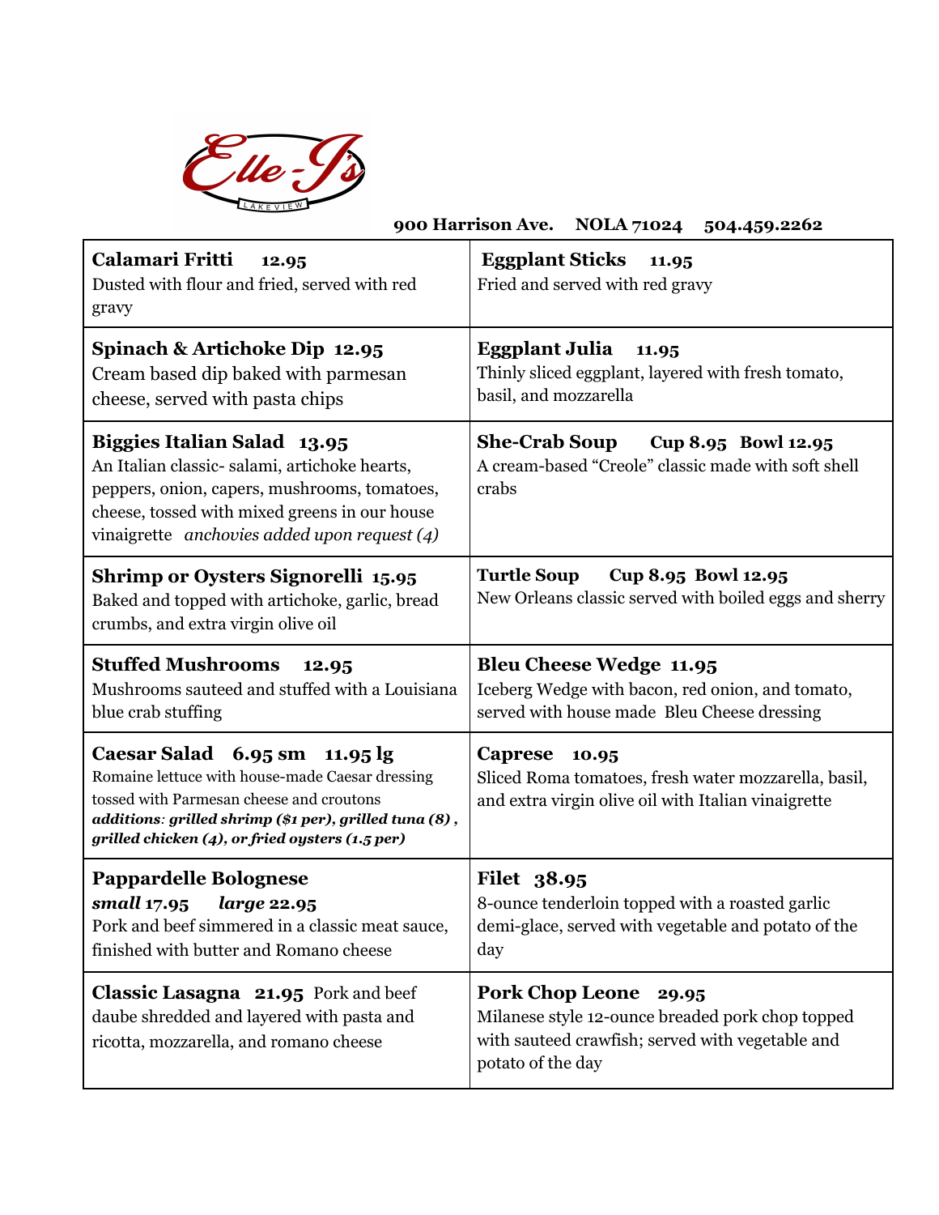# Elle-J's

LAKEVIEW

**900 Harrison Ave. NOLA 71024 504.459.2262**

**Calamari Fritti 12.95**
Dusted with flour and fried, served with red gravy

**Eggplant Sticks 11.95**
Fried and served with red gravy

**Spinach & Artichoke Dip 12.95**
Cream based dip baked with parmesan cheese, served with pasta chips

**Eggplant Julia 11.95**
Thinly sliced eggplant, layered with fresh tomato, basil, and mozzarella

**Biggies Italian Salad 13.95**
An Italian classic- salami, artichoke hearts, peppers, onion, capers, mushrooms, tomatoes, cheese, tossed with mixed greens in our house vinaigrette *anchovies added upon request (4)*

**She-Crab Soup Cup 8.95 Bowl 12.95**
A cream-based "Creole" classic made with soft shell crabs

**Shrimp or Oysters Signorelli 15.95**
Baked and topped with artichoke, garlic, bread crumbs, and extra virgin olive oil

**Turtle Soup Cup 8.95 Bowl 12.95**
New Orleans classic served with boiled eggs and sherry

**Stuffed Mushrooms 12.95**
Mushrooms sauteed and stuffed with a Louisiana blue crab stuffing

**Bleu Cheese Wedge 11.95**
Iceberg Wedge with bacon, red onion, and tomato, served with house made Bleu Cheese dressing

**Caesar Salad 6.95 sm 11.95 lg**
Romaine lettuce with house-made Caesar dressing tossed with Parmesan cheese and croutons
***additions: grilled shrimp ($1 per), grilled tuna (8), grilled chicken (4), or fried oysters (1.5 per)***

**Caprese 10.95**
Sliced Roma tomatoes, fresh water mozzarella, basil, and extra virgin olive oil with Italian vinaigrette

**Pappardelle Bolognese**
***small* 17.95 *large* 22.95**
Pork and beef simmered in a classic meat sauce, finished with butter and Romano cheese

**Filet 38.95**
8-ounce tenderloin topped with a roasted garlic demi-glace, served with vegetable and potato of the day

**Classic Lasagna 21.95** Pork and beef daube shredded and layered with pasta and ricotta, mozzarella, and romano cheese

**Pork Chop Leone 29.95**
Milanese style 12-ounce breaded pork chop topped with sauteed crawfish; served with vegetable and potato of the day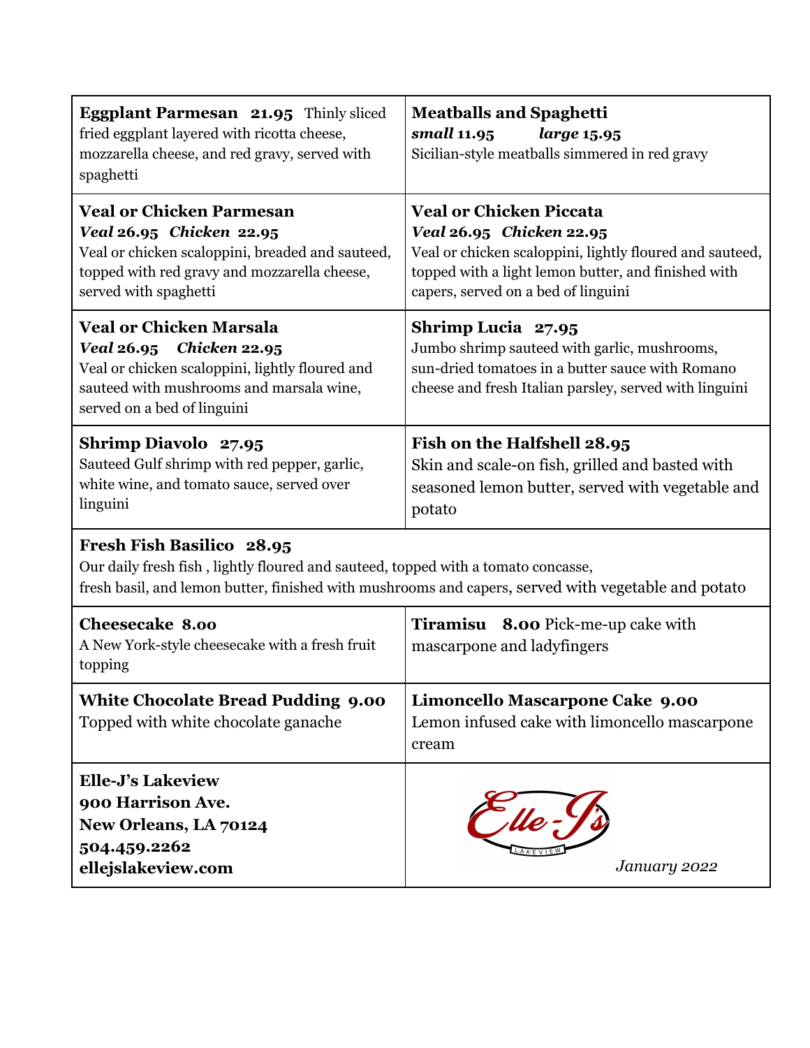**Eggplant Parmesan 21.95** Thinly sliced fried eggplant layered with ricotta cheese, mozzarella cheese, and red gravy, served with spaghetti

**Meatballs and Spaghetti**
***small*** **11.95** ***large*** **15.95**
Sicilian-style meatballs simmered in red gravy

**Veal or Chicken Parmesan**
***Veal*** **26.95** ***Chicken*** **22.95**
Veal or chicken scaloppini, breaded and sauteed, topped with red gravy and mozzarella cheese, served with spaghetti

**Veal or Chicken Piccata**
***Veal*** **26.95** ***Chicken*** **22.95**
Veal or chicken scaloppini, lightly floured and sauteed, topped with a light lemon butter, and finished with capers, served on a bed of linguini

**Veal or Chicken Marsala**
***Veal*** **26.95** ***Chicken*** **22.95**
Veal or chicken scaloppini, lightly floured and sauteed with mushrooms and marsala wine, served on a bed of linguini

**Shrimp Lucia 27.95**
Jumbo shrimp sauteed with garlic, mushrooms, sun-dried tomatoes in a butter sauce with Romano cheese and fresh Italian parsley, served with linguini

**Shrimp Diavolo 27.95**
Sauteed Gulf shrimp with red pepper, garlic, white wine, and tomato sauce, served over linguini

**Fish on the Halfshell 28.95**
Skin and scale-on fish, grilled and basted with seasoned lemon butter, served with vegetable and potato

**Fresh Fish Basilico 28.95**
Our daily fresh fish , lightly floured and sauteed, topped with a tomato concasse, fresh basil, and lemon butter, finished with mushrooms and capers, served with vegetable and potato

**Cheesecake 8.00**
A New York-style cheesecake with a fresh fruit topping

**Tiramisu 8.00** Pick-me-up cake with mascarpone and ladyfingers

**White Chocolate Bread Pudding 9.00**
Topped with white chocolate ganache

**Limoncello Mascarpone Cake 9.00**
Lemon infused cake with limoncello mascarpone cream

**Elle-J's Lakeview**
**900 Harrison Ave.**
**New Orleans, LA 70124**
**504.459.2262**
**ellejslakeview.com**

Elle-J's LAKEVIEW

*January 2022*